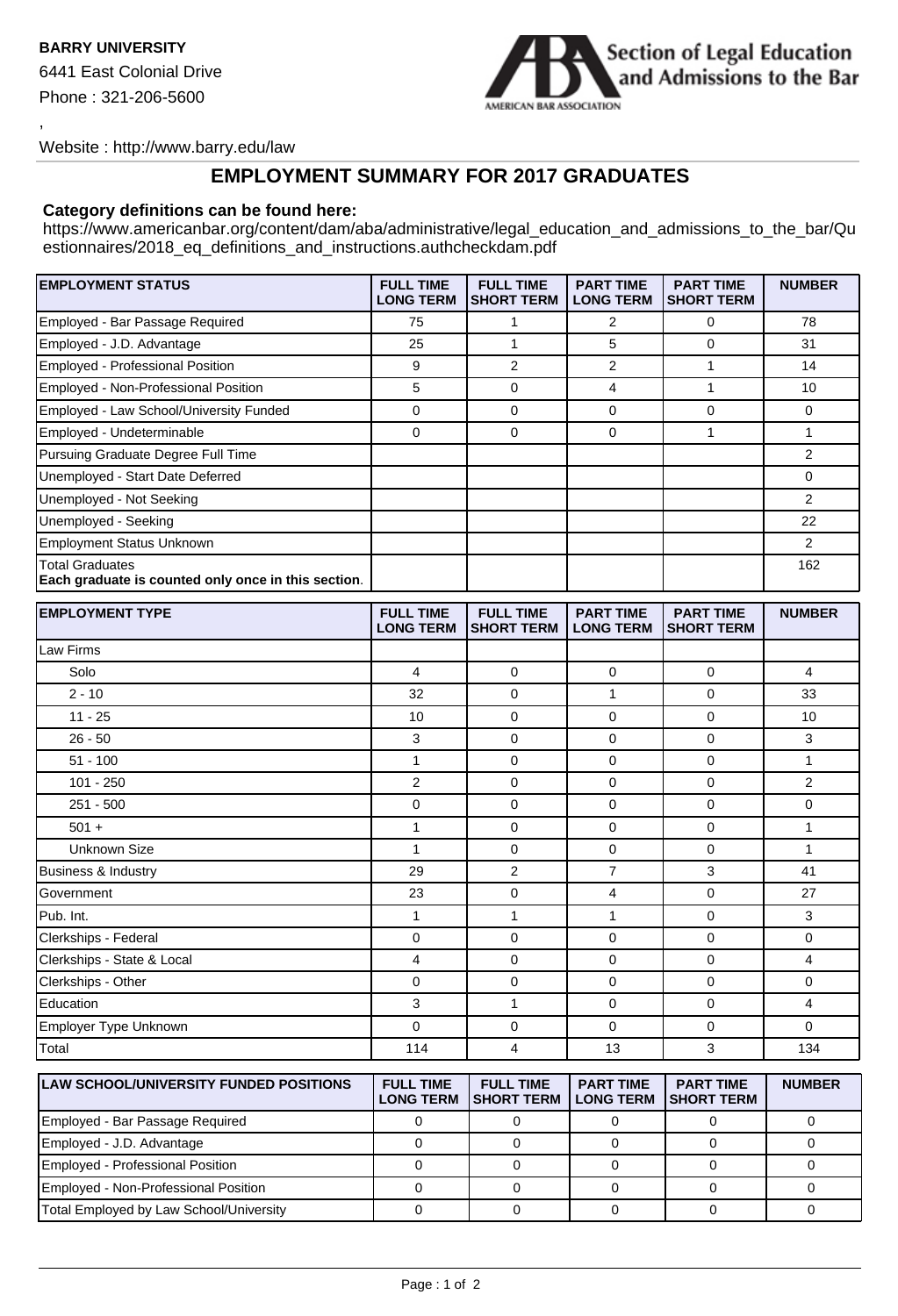**BARRY UNIVERSITY**

6441 East Colonial Drive

Phone : 321-206-5600

,

Website : http://www.barry.edu/law

Section of Legal Education and Admissions to the Bar

AMERICAN BAR ASSOCIATION

## EMPLOYMENT SUMMARY FOR 2017 GRADUATES

**Category definitions can be found here:**

https://www.americanbar.org/content/dam/aba/administrative/legal_education_and_admissions_to_the_bar/Questionnaires/2018_eq_definitions_and_instructions.authcheckdam.pdf

| EMPLOYMENT STATUS | FULL TIME LONG TERM | FULL TIME SHORT TERM | PART TIME LONG TERM | PART TIME SHORT TERM | NUMBER |
|---|---|---|---|---|---|
| Employed - Bar Passage Required | 75 | 1 | 2 | 0 | 78 |
| Employed - J.D. Advantage | 25 | 1 | 5 | 0 | 31 |
| Employed - Professional Position | 9 | 2 | 2 | 1 | 14 |
| Employed - Non-Professional Position | 5 | 0 | 4 | 1 | 10 |
| Employed - Law School/University Funded | 0 | 0 | 0 | 0 | 0 |
| Employed - Undeterminable | 0 | 0 | 0 | 1 | 1 |
| Pursuing Graduate Degree Full Time | | | | | 2 |
| Unemployed - Start Date Deferred | | | | | 0 |
| Unemployed - Not Seeking | | | | | 2 |
| Unemployed - Seeking | | | | | 22 |
| Employment Status Unknown | | | | | 2 |
| Total Graduates **Each graduate is counted only once in this section**. | | | | | 162 |

| EMPLOYMENT TYPE | FULL TIME LONG TERM | FULL TIME SHORT TERM | PART TIME LONG TERM | PART TIME SHORT TERM | NUMBER |
|---|---|---|---|---|---|
| Law Firms | | | | | |
| Solo | 4 | 0 | 0 | 0 | 4 |
| 2 - 10 | 32 | 0 | 1 | 0 | 33 |
| 11 - 25 | 10 | 0 | 0 | 0 | 10 |
| 26 - 50 | 3 | 0 | 0 | 0 | 3 |
| 51 - 100 | 1 | 0 | 0 | 0 | 1 |
| 101 - 250 | 2 | 0 | 0 | 0 | 2 |
| 251 - 500 | 0 | 0 | 0 | 0 | 0 |
| 501 + | 1 | 0 | 0 | 0 | 1 |
| Unknown Size | 1 | 0 | 0 | 0 | 1 |
| Business & Industry | 29 | 2 | 7 | 3 | 41 |
| Government | 23 | 0 | 4 | 0 | 27 |
| Pub. Int. | 1 | 1 | 1 | 0 | 3 |
| Clerkships - Federal | 0 | 0 | 0 | 0 | 0 |
| Clerkships - State & Local | 4 | 0 | 0 | 0 | 4 |
| Clerkships - Other | 0 | 0 | 0 | 0 | 0 |
| Education | 3 | 1 | 0 | 0 | 4 |
| Employer Type Unknown | 0 | 0 | 0 | 0 | 0 |
| Total | 114 | 4 | 13 | 3 | 134 |

| LAW SCHOOL/UNIVERSITY FUNDED POSITIONS | FULL TIME LONG TERM | FULL TIME SHORT TERM | PART TIME LONG TERM | PART TIME SHORT TERM | NUMBER |
|---|---|---|---|---|---|
| Employed - Bar Passage Required | 0 | 0 | 0 | 0 | 0 |
| Employed - J.D. Advantage | 0 | 0 | 0 | 0 | 0 |
| Employed - Professional Position | 0 | 0 | 0 | 0 | 0 |
| Employed - Non-Professional Position | 0 | 0 | 0 | 0 | 0 |
| Total Employed by Law School/University | 0 | 0 | 0 | 0 | 0 |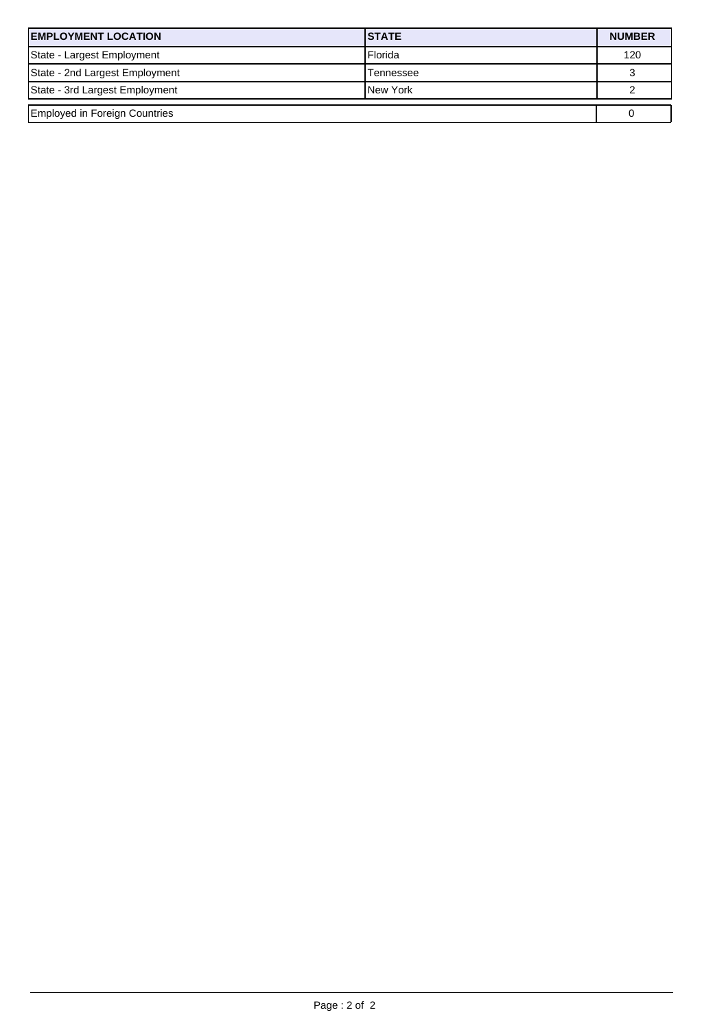| EMPLOYMENT LOCATION | STATE | NUMBER |
| --- | --- | --- |
| State - Largest Employment | Florida | 120 |
| State - 2nd Largest Employment | Tennessee | 3 |
| State - 3rd Largest Employment | New York | 2 |
| Employed in Foreign Countries | | 0 |